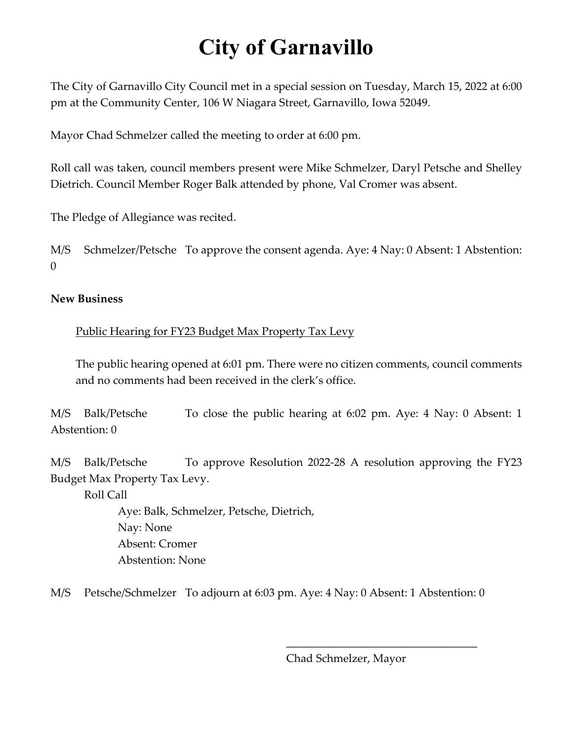# City of Garnavillo

The City of Garnavillo City Council met in a special session on Tuesday, March 15, 2022 at 6:00 pm at the Community Center, 106 W Niagara Street, Garnavillo, Iowa 52049.

Mayor Chad Schmelzer called the meeting to order at 6:00 pm.

Roll call was taken, council members present were Mike Schmelzer, Daryl Petsche and Shelley Dietrich. Council Member Roger Balk attended by phone, Val Cromer was absent.

The Pledge of Allegiance was recited.

M/S Schmelzer/Petsche To approve the consent agenda. Aye: 4 Nay: 0 Absent: 1 Abstention: 0

**New Business**

Public Hearing for FY23 Budget Max Property Tax Levy

The public hearing opened at 6:01 pm. There were no citizen comments, council comments and no comments had been received in the clerk's office.

M/S Balk/Petsche To close the public hearing at 6:02 pm. Aye: 4 Nay: 0 Absent: 1 Abstention: 0

M/S Balk/Petsche To approve Resolution 2022-28 A resolution approving the FY23 Budget Max Property Tax Levy.

Roll Call

Aye: Balk, Schmelzer, Petsche, Dietrich,

Nay: None

Absent: Cromer

Abstention: None

M/S Petsche/Schmelzer To adjourn at 6:03 pm. Aye: 4 Nay: 0 Absent: 1 Abstention: 0

\_\_\_\_\_\_\_\_\_\_\_\_\_\_\_\_\_\_\_\_\_\_\_\_\_\_\_\_\_\_\_\_\_\_

Chad Schmelzer, Mayor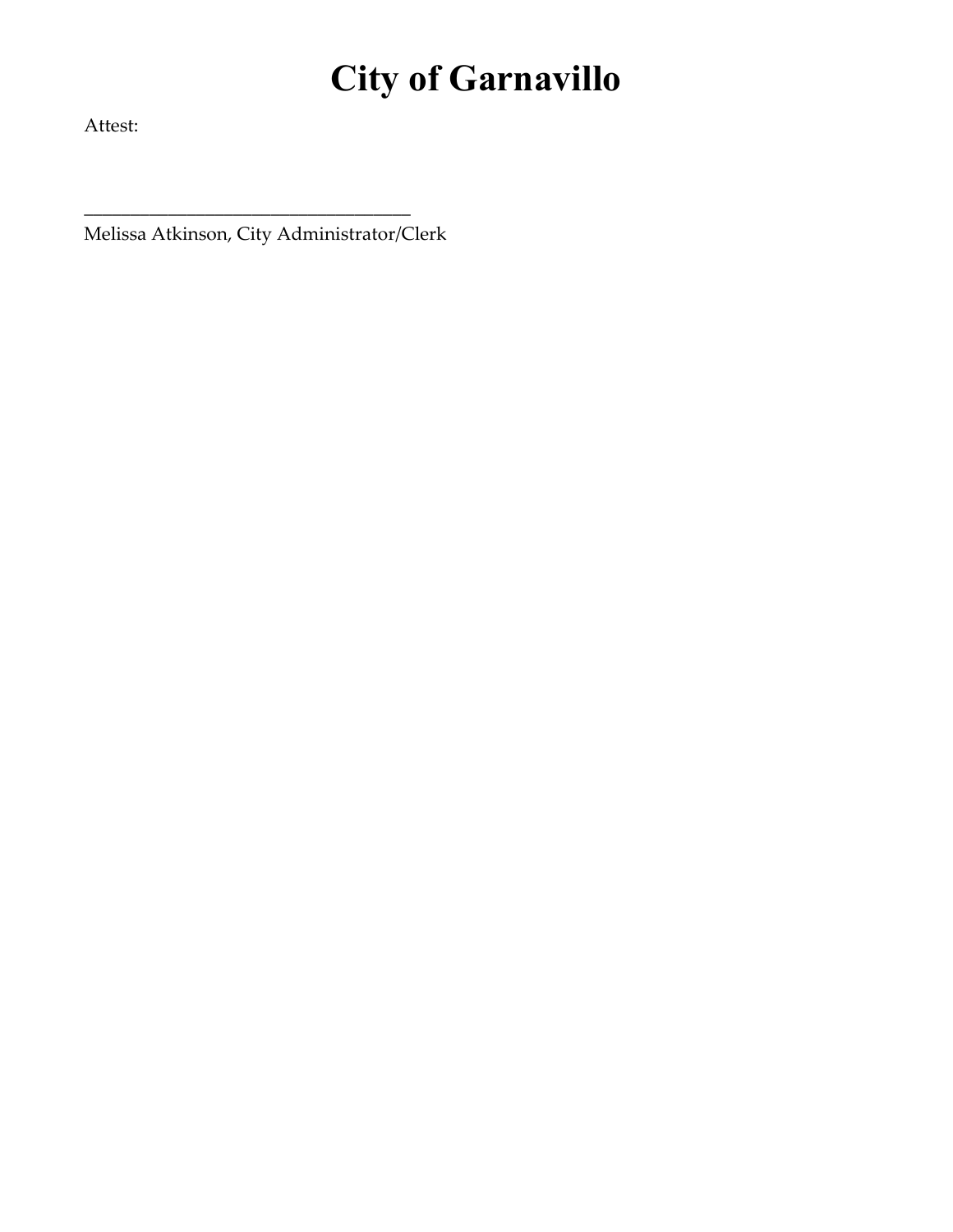# City of Garnavillo

Attest:

\_\_\_\_\_\_\_\_\_\_\_\_\_\_\_\_\_\_\_\_\_\_\_\_\_\_\_\_\_\_\_\_\_\_\_

Melissa Atkinson, City Administrator/Clerk